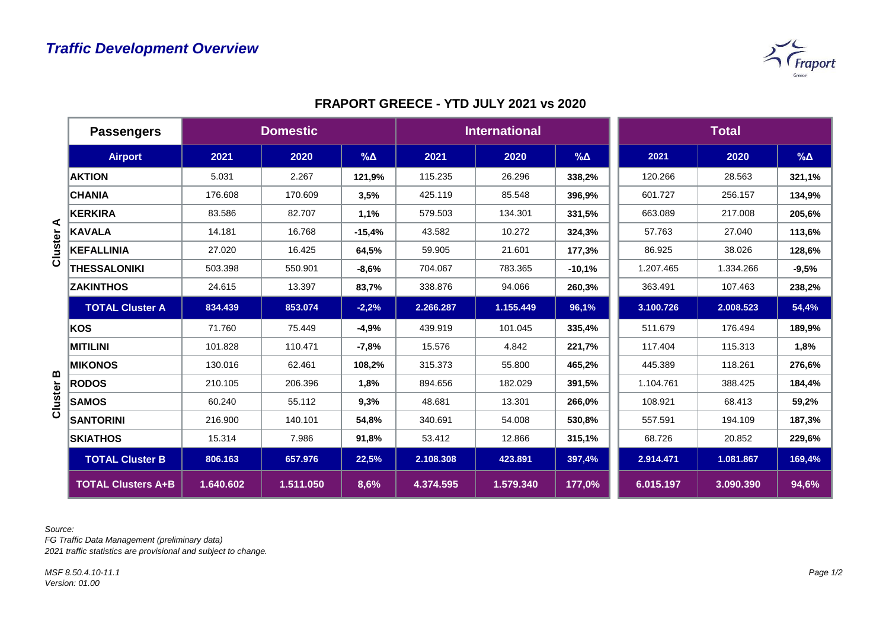# Traffic Development Overview

## FRAPORT GREECE - YTD JULY 2021 vs 2020

| | Passengers | Domestic | | | International | | | Total | | |
|---|---|---|---|---|---|---|---|---|---|---|
| | Airport | 2021 | 2020 | %Δ | 2021 | 2020 | %Δ | 2021 | 2020 | %Δ |
| Cluster A | AKTION | 5.031 | 2.267 | 121,9% | 115.235 | 26.296 | 338,2% | 120.266 | 28.563 | 321,1% |
| | CHANIA | 176.608 | 170.609 | 3,5% | 425.119 | 85.548 | 396,9% | 601.727 | 256.157 | 134,9% |
| | KERKIRA | 83.586 | 82.707 | 1,1% | 579.503 | 134.301 | 331,5% | 663.089 | 217.008 | 205,6% |
| | KAVALA | 14.181 | 16.768 | -15,4% | 43.582 | 10.272 | 324,3% | 57.763 | 27.040 | 113,6% |
| | KEFALLINIA | 27.020 | 16.425 | 64,5% | 59.905 | 21.601 | 177,3% | 86.925 | 38.026 | 128,6% |
| | THESSALONIKI | 503.398 | 550.901 | -8,6% | 704.067 | 783.365 | -10,1% | 1.207.465 | 1.334.266 | -9,5% |
| | ZAKINTHOS | 24.615 | 13.397 | 83,7% | 338.876 | 94.066 | 260,3% | 363.491 | 107.463 | 238,2% |
| | TOTAL Cluster A | 834.439 | 853.074 | -2,2% | 2.266.287 | 1.155.449 | 96,1% | 3.100.726 | 2.008.523 | 54,4% |
| Cluster B | KOS | 71.760 | 75.449 | -4,9% | 439.919 | 101.045 | 335,4% | 511.679 | 176.494 | 189,9% |
| | MITILINI | 101.828 | 110.471 | -7,8% | 15.576 | 4.842 | 221,7% | 117.404 | 115.313 | 1,8% |
| | MIKONOS | 130.016 | 62.461 | 108,2% | 315.373 | 55.800 | 465,2% | 445.389 | 118.261 | 276,6% |
| | RODOS | 210.105 | 206.396 | 1,8% | 894.656 | 182.029 | 391,5% | 1.104.761 | 388.425 | 184,4% |
| | SAMOS | 60.240 | 55.112 | 9,3% | 48.681 | 13.301 | 266,0% | 108.921 | 68.413 | 59,2% |
| | SANTORINI | 216.900 | 140.101 | 54,8% | 340.691 | 54.008 | 530,8% | 557.591 | 194.109 | 187,3% |
| | SKIATHOS | 15.314 | 7.986 | 91,8% | 53.412 | 12.866 | 315,1% | 68.726 | 20.852 | 229,6% |
| | TOTAL Cluster B | 806.163 | 657.976 | 22,5% | 2.108.308 | 423.891 | 397,4% | 2.914.471 | 1.081.867 | 169,4% |
| | TOTAL Clusters A+B | 1.640.602 | 1.511.050 | 8,6% | 4.374.595 | 1.579.340 | 177,0% | 6.015.197 | 3.090.390 | 94,6% |

*Source:*
*FG Traffic Data Management (preliminary data)*
*2021 traffic statistics are provisional and subject to change.*

*MSF 8.50.4.10-11.1*
*Version: 01.00*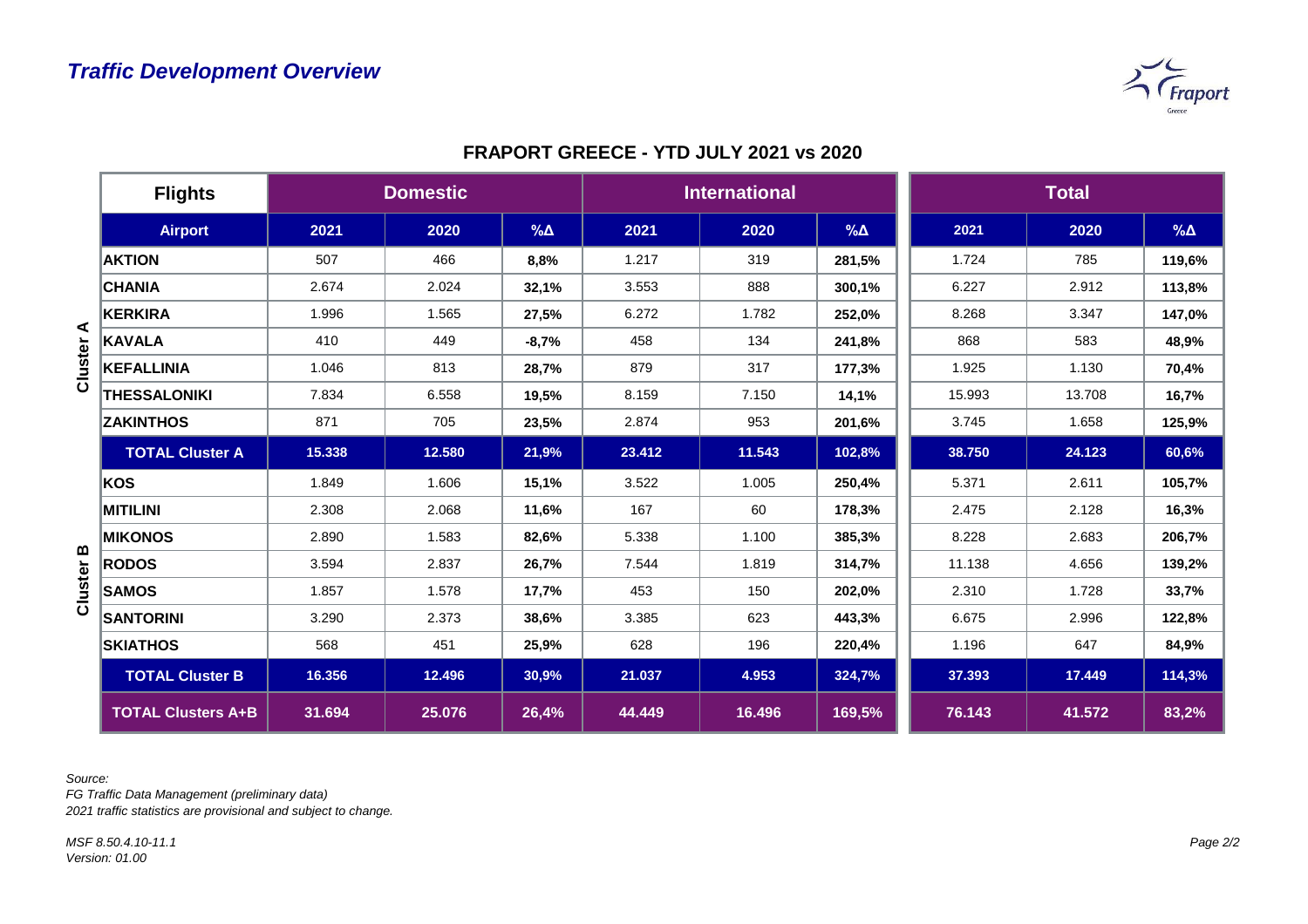# Traffic Development Overview

## FRAPORT GREECE - YTD JULY 2021 vs 2020

| | Flights | Domestic | | | International | | | Total | | |
|---|---|---|---|---|---|---|---|---|---|---|
| | Airport | 2021 | 2020 | %Δ | 2021 | 2020 | %Δ | 2021 | 2020 | %Δ |
| Cluster A | AKTION | 507 | 466 | 8,8% | 1.217 | 319 | 281,5% | 1.724 | 785 | 119,6% |
| | CHANIA | 2.674 | 2.024 | 32,1% | 3.553 | 888 | 300,1% | 6.227 | 2.912 | 113,8% |
| | KERKIRA | 1.996 | 1.565 | 27,5% | 6.272 | 1.782 | 252,0% | 8.268 | 3.347 | 147,0% |
| | KAVALA | 410 | 449 | -8,7% | 458 | 134 | 241,8% | 868 | 583 | 48,9% |
| | KEFALLINIA | 1.046 | 813 | 28,7% | 879 | 317 | 177,3% | 1.925 | 1.130 | 70,4% |
| | THESSALONIKI | 7.834 | 6.558 | 19,5% | 8.159 | 7.150 | 14,1% | 15.993 | 13.708 | 16,7% |
| | ZAKINTHOS | 871 | 705 | 23,5% | 2.874 | 953 | 201,6% | 3.745 | 1.658 | 125,9% |
| | TOTAL Cluster A | 15.338 | 12.580 | 21,9% | 23.412 | 11.543 | 102,8% | 38.750 | 24.123 | 60,6% |
| Cluster B | KOS | 1.849 | 1.606 | 15,1% | 3.522 | 1.005 | 250,4% | 5.371 | 2.611 | 105,7% |
| | MITILINI | 2.308 | 2.068 | 11,6% | 167 | 60 | 178,3% | 2.475 | 2.128 | 16,3% |
| | MIKONOS | 2.890 | 1.583 | 82,6% | 5.338 | 1.100 | 385,3% | 8.228 | 2.683 | 206,7% |
| | RODOS | 3.594 | 2.837 | 26,7% | 7.544 | 1.819 | 314,7% | 11.138 | 4.656 | 139,2% |
| | SAMOS | 1.857 | 1.578 | 17,7% | 453 | 150 | 202,0% | 2.310 | 1.728 | 33,7% |
| | SANTORINI | 3.290 | 2.373 | 38,6% | 3.385 | 623 | 443,3% | 6.675 | 2.996 | 122,8% |
| | SKIATHOS | 568 | 451 | 25,9% | 628 | 196 | 220,4% | 1.196 | 647 | 84,9% |
| | TOTAL Cluster B | 16.356 | 12.496 | 30,9% | 21.037 | 4.953 | 324,7% | 37.393 | 17.449 | 114,3% |
| | TOTAL Clusters A+B | 31.694 | 25.076 | 26,4% | 44.449 | 16.496 | 169,5% | 76.143 | 41.572 | 83,2% |

*Source:*
*FG Traffic Data Management (preliminary data)*
*2021 traffic statistics are provisional and subject to change.*

*MSF 8.50.4.10-11.1*
*Version: 01.00*